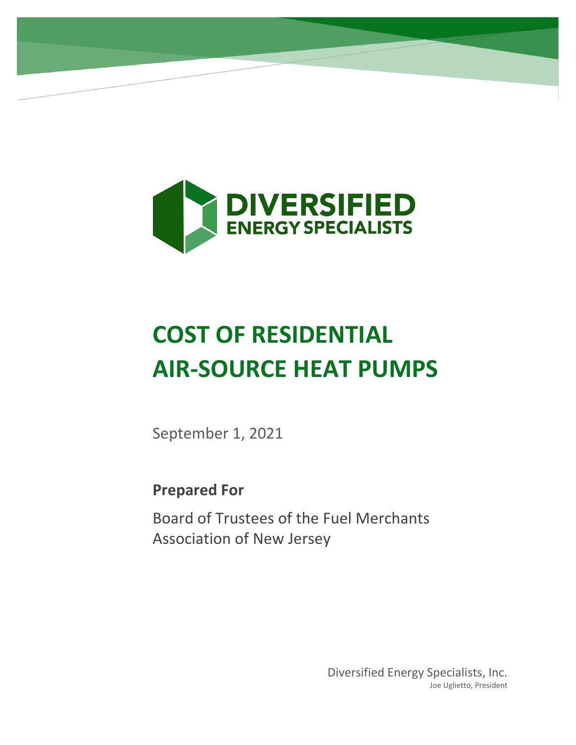DIVERSIFIED
ENERGY SPECIALISTS

# COST OF RESIDENTIAL AIR-SOURCE HEAT PUMPS

September 1, 2021

**Prepared For**

Board of Trustees of the Fuel Merchants Association of New Jersey

Diversified Energy Specialists, Inc.
Joe Uglietto, President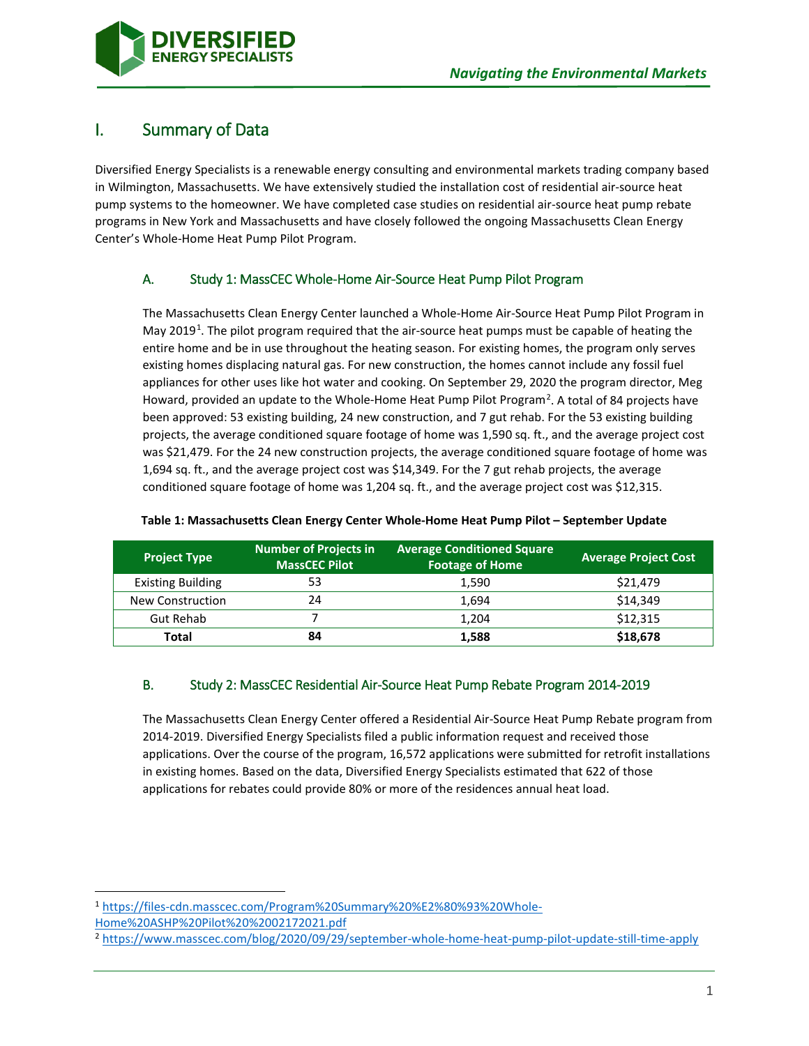# I. Summary of Data

Diversified Energy Specialists is a renewable energy consulting and environmental markets trading company based in Wilmington, Massachusetts. We have extensively studied the installation cost of residential air-source heat pump systems to the homeowner. We have completed case studies on residential air-source heat pump rebate programs in New York and Massachusetts and have closely followed the ongoing Massachusetts Clean Energy Center's Whole-Home Heat Pump Pilot Program.

## A. Study 1: MassCEC Whole-Home Air-Source Heat Pump Pilot Program

The Massachusetts Clean Energy Center launched a Whole-Home Air-Source Heat Pump Pilot Program in May 2019[1]. The pilot program required that the air-source heat pumps must be capable of heating the entire home and be in use throughout the heating season. For existing homes, the program only serves existing homes displacing natural gas. For new construction, the homes cannot include any fossil fuel appliances for other uses like hot water and cooking. On September 29, 2020 the program director, Meg Howard, provided an update to the Whole-Home Heat Pump Pilot Program[2]. A total of 84 projects have been approved: 53 existing building, 24 new construction, and 7 gut rehab. For the 53 existing building projects, the average conditioned square footage of home was 1,590 sq. ft., and the average project cost was $21,479. For the 24 new construction projects, the average conditioned square footage of home was 1,694 sq. ft., and the average project cost was $14,349. For the 7 gut rehab projects, the average conditioned square footage of home was 1,204 sq. ft., and the average project cost was $12,315.

**Table 1: Massachusetts Clean Energy Center Whole-Home Heat Pump Pilot – September Update**

| Project Type | Number of Projects in MassCEC Pilot | Average Conditioned Square Footage of Home | Average Project Cost |
|---|---|---|---|
| Existing Building | 53 | 1,590 | $21,479 |
| New Construction | 24 | 1,694 | $14,349 |
| Gut Rehab | 7 | 1,204 | $12,315 |
| **Total** | **84** | **1,588** | **$18,678** |

## B. Study 2: MassCEC Residential Air-Source Heat Pump Rebate Program 2014-2019

The Massachusetts Clean Energy Center offered a Residential Air-Source Heat Pump Rebate program from 2014-2019. Diversified Energy Specialists filed a public information request and received those applications. Over the course of the program, 16,572 applications were submitted for retrofit installations in existing homes. Based on the data, Diversified Energy Specialists estimated that 622 of those applications for rebates could provide 80% or more of the residences annual heat load.

---

[1] https://files-cdn.masscec.com/Program%20Summary%20%E2%80%93%20Whole-Home%20ASHP%20Pilot%20%2002172021.pdf

[2] https://www.masscec.com/blog/2020/09/29/september-whole-home-heat-pump-pilot-update-still-time-apply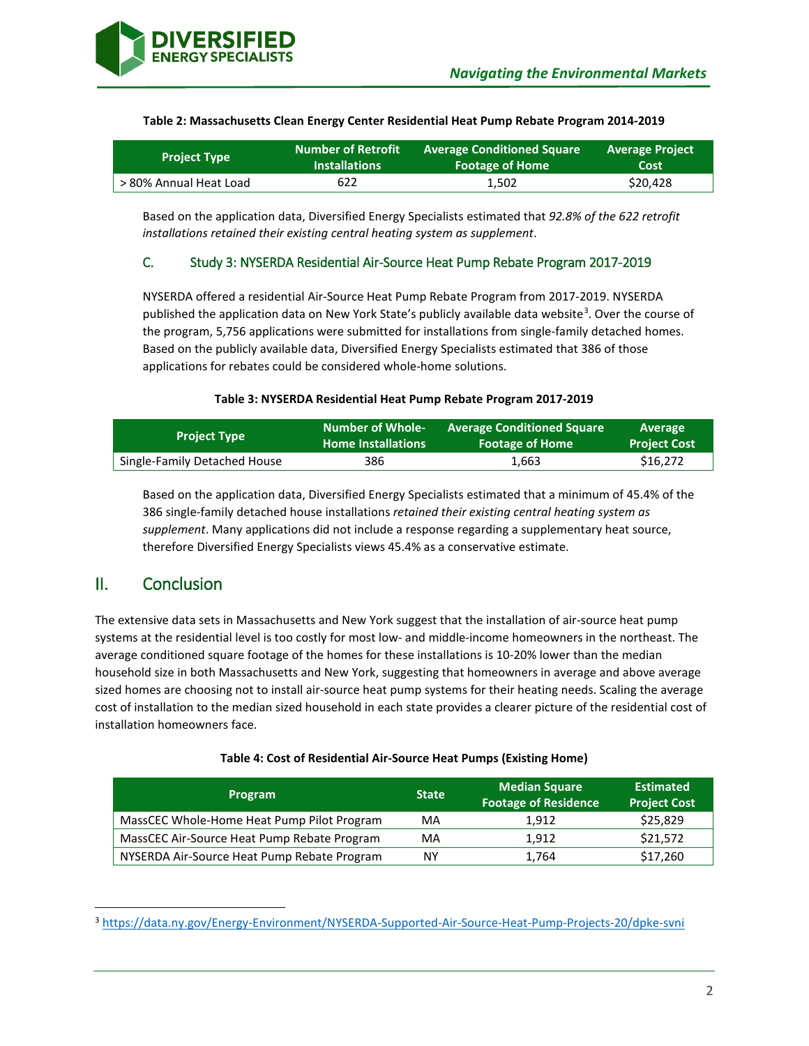**Table 2: Massachusetts Clean Energy Center Residential Heat Pump Rebate Program 2014-2019**

| Project Type | Number of Retrofit Installations | Average Conditioned Square Footage of Home | Average Project Cost |
|---|---|---|---|
| > 80% Annual Heat Load | 622 | 1,502 | $20,428 |

Based on the application data, Diversified Energy Specialists estimated that *92.8% of the 622 retrofit installations retained their existing central heating system as supplement*.

### C. Study 3: NYSERDA Residential Air-Source Heat Pump Rebate Program 2017-2019

NYSERDA offered a residential Air-Source Heat Pump Rebate Program from 2017-2019. NYSERDA published the application data on New York State's publicly available data website[3]. Over the course of the program, 5,756 applications were submitted for installations from single-family detached homes. Based on the publicly available data, Diversified Energy Specialists estimated that 386 of those applications for rebates could be considered whole-home solutions.

**Table 3: NYSERDA Residential Heat Pump Rebate Program 2017-2019**

| Project Type | Number of Whole-Home Installations | Average Conditioned Square Footage of Home | Average Project Cost |
|---|---|---|---|
| Single-Family Detached House | 386 | 1,663 | $16,272 |

Based on the application data, Diversified Energy Specialists estimated that a minimum of 45.4% of the 386 single-family detached house installations *retained their existing central heating system as supplement*. Many applications did not include a response regarding a supplementary heat source, therefore Diversified Energy Specialists views 45.4% as a conservative estimate.

## II. Conclusion

The extensive data sets in Massachusetts and New York suggest that the installation of air-source heat pump systems at the residential level is too costly for most low- and middle-income homeowners in the northeast. The average conditioned square footage of the homes for these installations is 10-20% lower than the median household size in both Massachusetts and New York, suggesting that homeowners in average and above average sized homes are choosing not to install air-source heat pump systems for their heating needs. Scaling the average cost of installation to the median sized household in each state provides a clearer picture of the residential cost of installation homeowners face.

**Table 4: Cost of Residential Air-Source Heat Pumps (Existing Home)**

| Program | State | Median Square Footage of Residence | Estimated Project Cost |
|---|---|---|---|
| MassCEC Whole-Home Heat Pump Pilot Program | MA | 1,912 | $25,829 |
| MassCEC Air-Source Heat Pump Rebate Program | MA | 1,912 | $21,572 |
| NYSERDA Air-Source Heat Pump Rebate Program | NY | 1,764 | $17,260 |

[3] https://data.ny.gov/Energy-Environment/NYSERDA-Supported-Air-Source-Heat-Pump-Projects-20/dpke-svni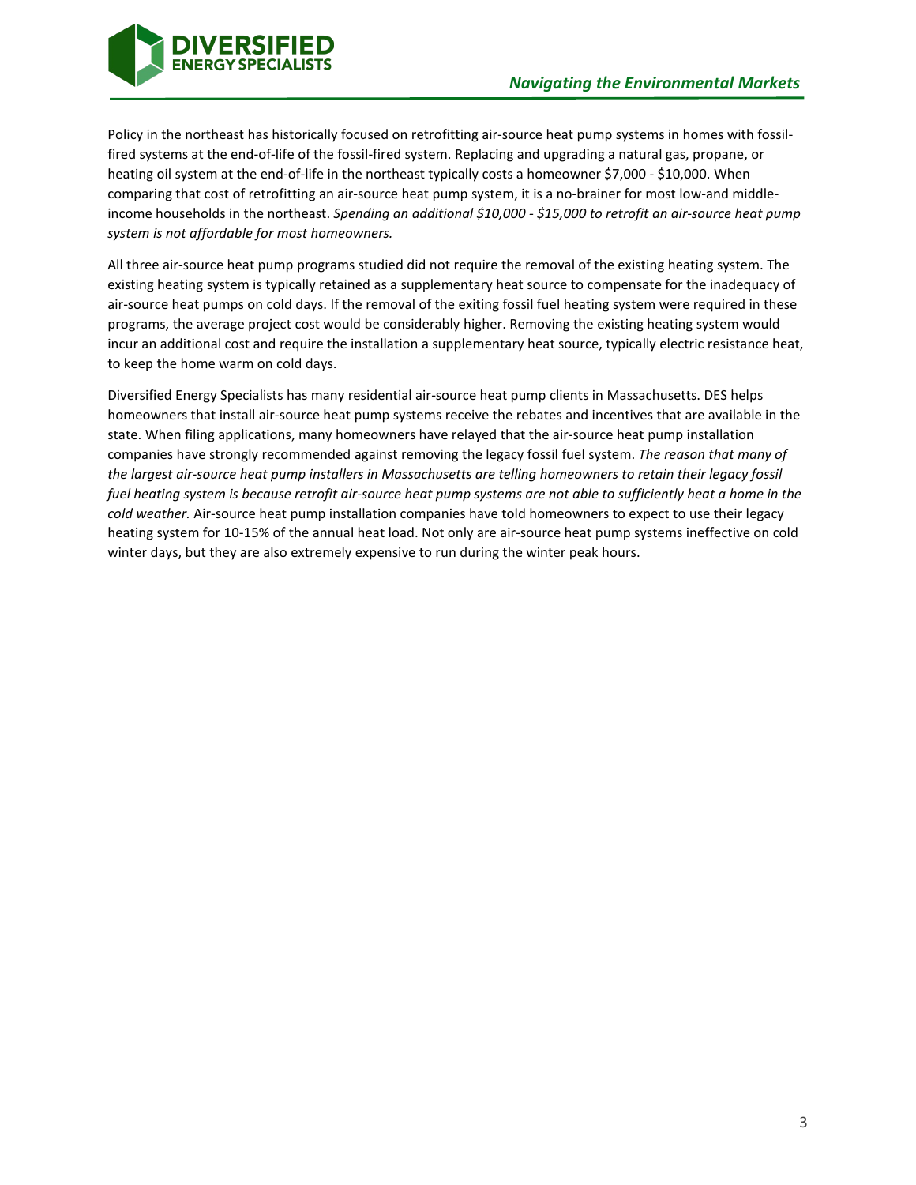Policy in the northeast has historically focused on retrofitting air-source heat pump systems in homes with fossil-fired systems at the end-of-life of the fossil-fired system. Replacing and upgrading a natural gas, propane, or heating oil system at the end-of-life in the northeast typically costs a homeowner $7,000 - $10,000. When comparing that cost of retrofitting an air-source heat pump system, it is a no-brainer for most low-and middle-income households in the northeast. *Spending an additional $10,000 - $15,000 to retrofit an air-source heat pump system is not affordable for most homeowners.*

All three air-source heat pump programs studied did not require the removal of the existing heating system. The existing heating system is typically retained as a supplementary heat source to compensate for the inadequacy of air-source heat pumps on cold days. If the removal of the exiting fossil fuel heating system were required in these programs, the average project cost would be considerably higher. Removing the existing heating system would incur an additional cost and require the installation a supplementary heat source, typically electric resistance heat, to keep the home warm on cold days.

Diversified Energy Specialists has many residential air-source heat pump clients in Massachusetts. DES helps homeowners that install air-source heat pump systems receive the rebates and incentives that are available in the state. When filing applications, many homeowners have relayed that the air-source heat pump installation companies have strongly recommended against removing the legacy fossil fuel system. *The reason that many of the largest air-source heat pump installers in Massachusetts are telling homeowners to retain their legacy fossil fuel heating system is because retrofit air-source heat pump systems are not able to sufficiently heat a home in the cold weather.* Air-source heat pump installation companies have told homeowners to expect to use their legacy heating system for 10-15% of the annual heat load. Not only are air-source heat pump systems ineffective on cold winter days, but they are also extremely expensive to run during the winter peak hours.